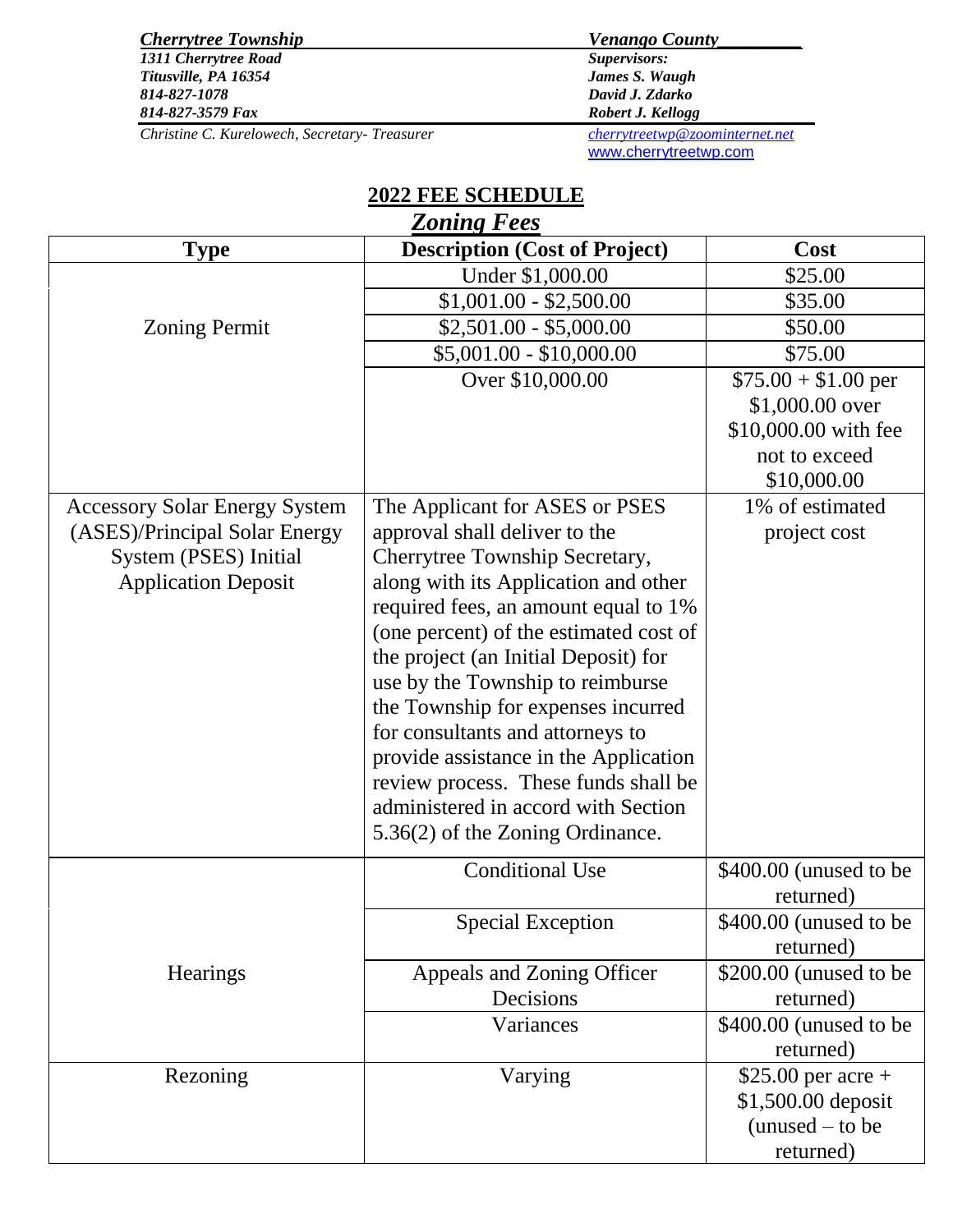***Cherrytree Township***
***1311 Cherrytree Road***
***Titusville, PA 16354***
***814-827-1078***
***814-827-3579 Fax***
*Christine C. Kurelowech, Secretary- Treasurer*

***Venango County***
***Supervisors:***
***James S. Waugh***
***David J. Zdarko***
***Robert J. Kellogg***
*cherrytreetwp@zoominternet.net*
www.cherrytreetwp.com

# 2022 FEE SCHEDULE

## *Zoning Fees*

| Type | Description (Cost of Project) | Cost |
|---|---|---|
| Zoning Permit | Under $1,000.00 | $25.00 |
| | $1,001.00 - $2,500.00 | $35.00 |
| | $2,501.00 - $5,000.00 | $50.00 |
| | $5,001.00 - $10,000.00 | $75.00 |
| | Over $10,000.00 | $75.00 + $1.00 per $1,000.00 over $10,000.00 with fee not to exceed $10,000.00 |
| Accessory Solar Energy System (ASES)/Principal Solar Energy System (PSES) Initial Application Deposit | The Applicant for ASES or PSES approval shall deliver to the Cherrytree Township Secretary, along with its Application and other required fees, an amount equal to 1% (one percent) of the estimated cost of the project (an Initial Deposit) for use by the Township to reimburse the Township for expenses incurred for consultants and attorneys to provide assistance in the Application review process. These funds shall be administered in accord with Section 5.36(2) of the Zoning Ordinance. | 1% of estimated project cost |
| Hearings | Conditional Use | $400.00 (unused to be returned) |
| | Special Exception | $400.00 (unused to be returned) |
| | Appeals and Zoning Officer Decisions | $200.00 (unused to be returned) |
| | Variances | $400.00 (unused to be returned) |
| Rezoning | Varying | $25.00 per acre + $1,500.00 deposit (unused – to be returned) |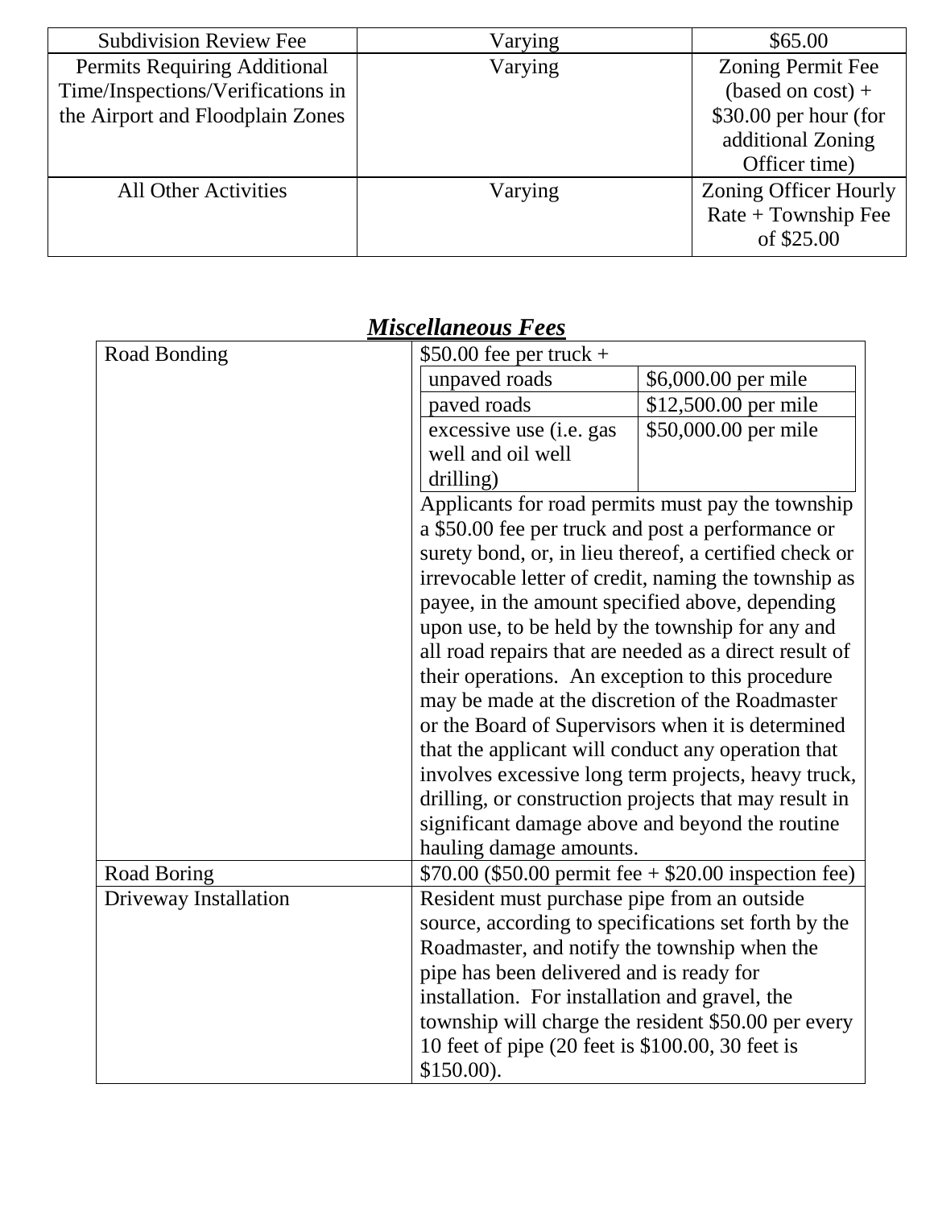| | | |
|---|---|---|
| Subdivision Review Fee | Varying | $65.00 |
| Permits Requiring Additional Time/Inspections/Verifications in the Airport and Floodplain Zones | Varying | Zoning Permit Fee (based on cost) + $30.00 per hour (for additional Zoning Officer time) |
| All Other Activities | Varying | Zoning Officer Hourly Rate + Township Fee of $25.00 |

## ***Miscellaneous Fees***

| | | |
|---|---|---|
| Road Bonding | $50.00 fee per truck + | |
| | unpaved roads | $6,000.00 per mile |
| | paved roads | $12,500.00 per mile |
| | excessive use (i.e. gas well and oil well drilling) | $50,000.00 per mile |
| | Applicants for road permits must pay the township a $50.00 fee per truck and post a performance or surety bond, or, in lieu thereof, a certified check or irrevocable letter of credit, naming the township as payee, in the amount specified above, depending upon use, to be held by the township for any and all road repairs that are needed as a direct result of their operations. An exception to this procedure may be made at the discretion of the Roadmaster or the Board of Supervisors when it is determined that the applicant will conduct any operation that involves excessive long term projects, heavy truck, drilling, or construction projects that may result in significant damage above and beyond the routine hauling damage amounts. | |
| Road Boring | $70.00 ($50.00 permit fee + $20.00 inspection fee) | |
| Driveway Installation | Resident must purchase pipe from an outside source, according to specifications set forth by the Roadmaster, and notify the township when the pipe has been delivered and is ready for installation. For installation and gravel, the township will charge the resident $50.00 per every 10 feet of pipe (20 feet is $100.00, 30 feet is $150.00). | |